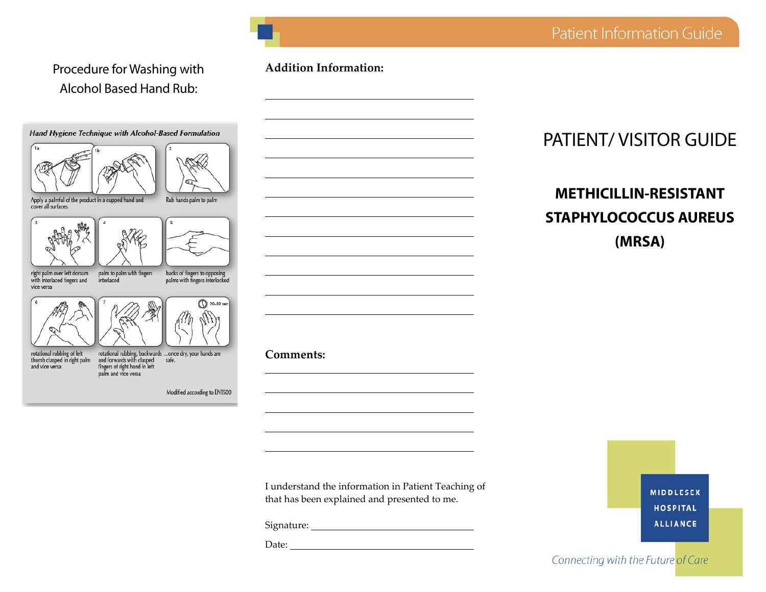## Procedure for Washing with Alcohol Based Hand Rub:

***Hand Hygiene Technique with Alcohol-Based Formulation***

1a, 1b — Apply a palmful of the product in a cupped hand and cover all surfaces.

2 — Rub hands palm to palm

3 — right palm over left dorsum with interlaced fingers and vice versa

4 — palm to palm with fingers interlaced

5 — backs of fingers to opposing palms with fingers interlocked

6 — rotational rubbing of left thumb clasped in right palm and vice versa

7 — rotational rubbing, backwards and forwards with clasped fingers of right hand in left palm and vice versa

20-30 sec — ...once dry, your hands are safe.

Modified according to EN1500

**Addition Information:**

\_\_\_\_\_\_\_\_\_\_\_\_\_\_\_\_\_\_\_\_\_\_\_\_\_\_\_\_\_\_\_\_\_\_\_\_\_\_\_\_

\_\_\_\_\_\_\_\_\_\_\_\_\_\_\_\_\_\_\_\_\_\_\_\_\_\_\_\_\_\_\_\_\_\_\_\_\_\_\_\_

\_\_\_\_\_\_\_\_\_\_\_\_\_\_\_\_\_\_\_\_\_\_\_\_\_\_\_\_\_\_\_\_\_\_\_\_\_\_\_\_

\_\_\_\_\_\_\_\_\_\_\_\_\_\_\_\_\_\_\_\_\_\_\_\_\_\_\_\_\_\_\_\_\_\_\_\_\_\_\_\_

\_\_\_\_\_\_\_\_\_\_\_\_\_\_\_\_\_\_\_\_\_\_\_\_\_\_\_\_\_\_\_\_\_\_\_\_\_\_\_\_

\_\_\_\_\_\_\_\_\_\_\_\_\_\_\_\_\_\_\_\_\_\_\_\_\_\_\_\_\_\_\_\_\_\_\_\_\_\_\_\_

\_\_\_\_\_\_\_\_\_\_\_\_\_\_\_\_\_\_\_\_\_\_\_\_\_\_\_\_\_\_\_\_\_\_\_\_\_\_\_\_

\_\_\_\_\_\_\_\_\_\_\_\_\_\_\_\_\_\_\_\_\_\_\_\_\_\_\_\_\_\_\_\_\_\_\_\_\_\_\_\_

\_\_\_\_\_\_\_\_\_\_\_\_\_\_\_\_\_\_\_\_\_\_\_\_\_\_\_\_\_\_\_\_\_\_\_\_\_\_\_\_

\_\_\_\_\_\_\_\_\_\_\_\_\_\_\_\_\_\_\_\_\_\_\_\_\_\_\_\_\_\_\_\_\_\_\_\_\_\_\_\_

\_\_\_\_\_\_\_\_\_\_\_\_\_\_\_\_\_\_\_\_\_\_\_\_\_\_\_\_\_\_\_\_\_\_\_\_\_\_\_\_

**Comments:**

\_\_\_\_\_\_\_\_\_\_\_\_\_\_\_\_\_\_\_\_\_\_\_\_\_\_\_\_\_\_\_\_\_\_\_\_\_\_\_\_

\_\_\_\_\_\_\_\_\_\_\_\_\_\_\_\_\_\_\_\_\_\_\_\_\_\_\_\_\_\_\_\_\_\_\_\_\_\_\_\_

\_\_\_\_\_\_\_\_\_\_\_\_\_\_\_\_\_\_\_\_\_\_\_\_\_\_\_\_\_\_\_\_\_\_\_\_\_\_\_\_

\_\_\_\_\_\_\_\_\_\_\_\_\_\_\_\_\_\_\_\_\_\_\_\_\_\_\_\_\_\_\_\_\_\_\_\_\_\_\_\_

\_\_\_\_\_\_\_\_\_\_\_\_\_\_\_\_\_\_\_\_\_\_\_\_\_\_\_\_\_\_\_\_\_\_\_\_\_\_\_\_

I understand the information in Patient Teaching of that has been explained and presented to me.

Signature: \_\_\_\_\_\_\_\_\_\_\_\_\_\_\_\_\_\_\_\_\_\_\_\_\_\_\_\_\_\_

Date: \_\_\_\_\_\_\_\_\_\_\_\_\_\_\_\_\_\_\_\_\_\_\_\_\_\_\_\_\_\_\_\_\_\_

Patient Information Guide

# PATIENT/ VISITOR GUIDE

## METHICILLIN-RESISTANT STAPHYLOCOCCUS AUREUS (MRSA)

MIDDLESEX HOSPITAL ALLIANCE

*Connecting with the Future of Care*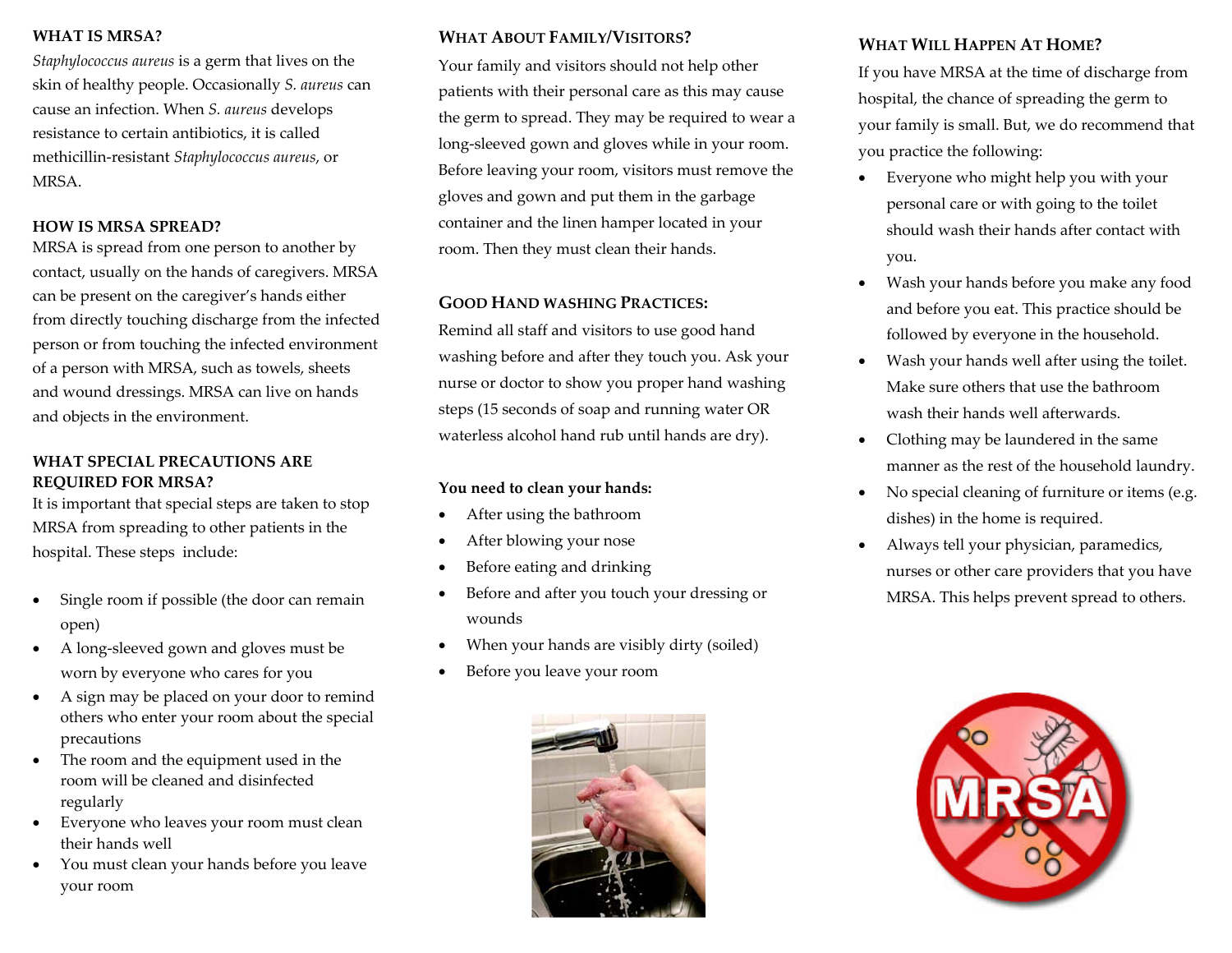## WHAT IS MRSA?

*Staphylococcus aureus* is a germ that lives on the skin of healthy people. Occasionally *S. aureus* can cause an infection. When *S. aureus* develops resistance to certain antibiotics, it is called methicillin-resistant *Staphylococcus aureus*, or MRSA.

## HOW IS MRSA SPREAD?

MRSA is spread from one person to another by contact, usually on the hands of caregivers. MRSA can be present on the caregiver's hands either from directly touching discharge from the infected person or from touching the infected environment of a person with MRSA, such as towels, sheets and wound dressings. MRSA can live on hands and objects in the environment.

## WHAT SPECIAL PRECAUTIONS ARE REQUIRED FOR MRSA?

It is important that special steps are taken to stop MRSA from spreading to other patients in the hospital. These steps include:

- Single room if possible (the door can remain open)
- A long-sleeved gown and gloves must be worn by everyone who cares for you
- A sign may be placed on your door to remind others who enter your room about the special precautions
- The room and the equipment used in the room will be cleaned and disinfected regularly
- Everyone who leaves your room must clean their hands well
- You must clean your hands before you leave your room

## WHAT ABOUT FAMILY/VISITORS?

Your family and visitors should not help other patients with their personal care as this may cause the germ to spread. They may be required to wear a long-sleeved gown and gloves while in your room. Before leaving your room, visitors must remove the gloves and gown and put them in the garbage container and the linen hamper located in your room. Then they must clean their hands.

## GOOD HAND WASHING PRACTICES:

Remind all staff and visitors to use good hand washing before and after they touch you. Ask your nurse or doctor to show you proper hand washing steps (15 seconds of soap and running water OR waterless alcohol hand rub until hands are dry).

**You need to clean your hands:**

- After using the bathroom
- After blowing your nose
- Before eating and drinking
- Before and after you touch your dressing or wounds
- When your hands are visibly dirty (soiled)
- Before you leave your room

## WHAT WILL HAPPEN AT HOME?

If you have MRSA at the time of discharge from hospital, the chance of spreading the germ to your family is small. But, we do recommend that you practice the following:

- Everyone who might help you with your personal care or with going to the toilet should wash their hands after contact with you.
- Wash your hands before you make any food and before you eat. This practice should be followed by everyone in the household.
- Wash your hands well after using the toilet. Make sure others that use the bathroom wash their hands well afterwards.
- Clothing may be laundered in the same manner as the rest of the household laundry.
- No special cleaning of furniture or items (e.g. dishes) in the home is required.
- Always tell your physician, paramedics, nurses or other care providers that you have MRSA. This helps prevent spread to others.